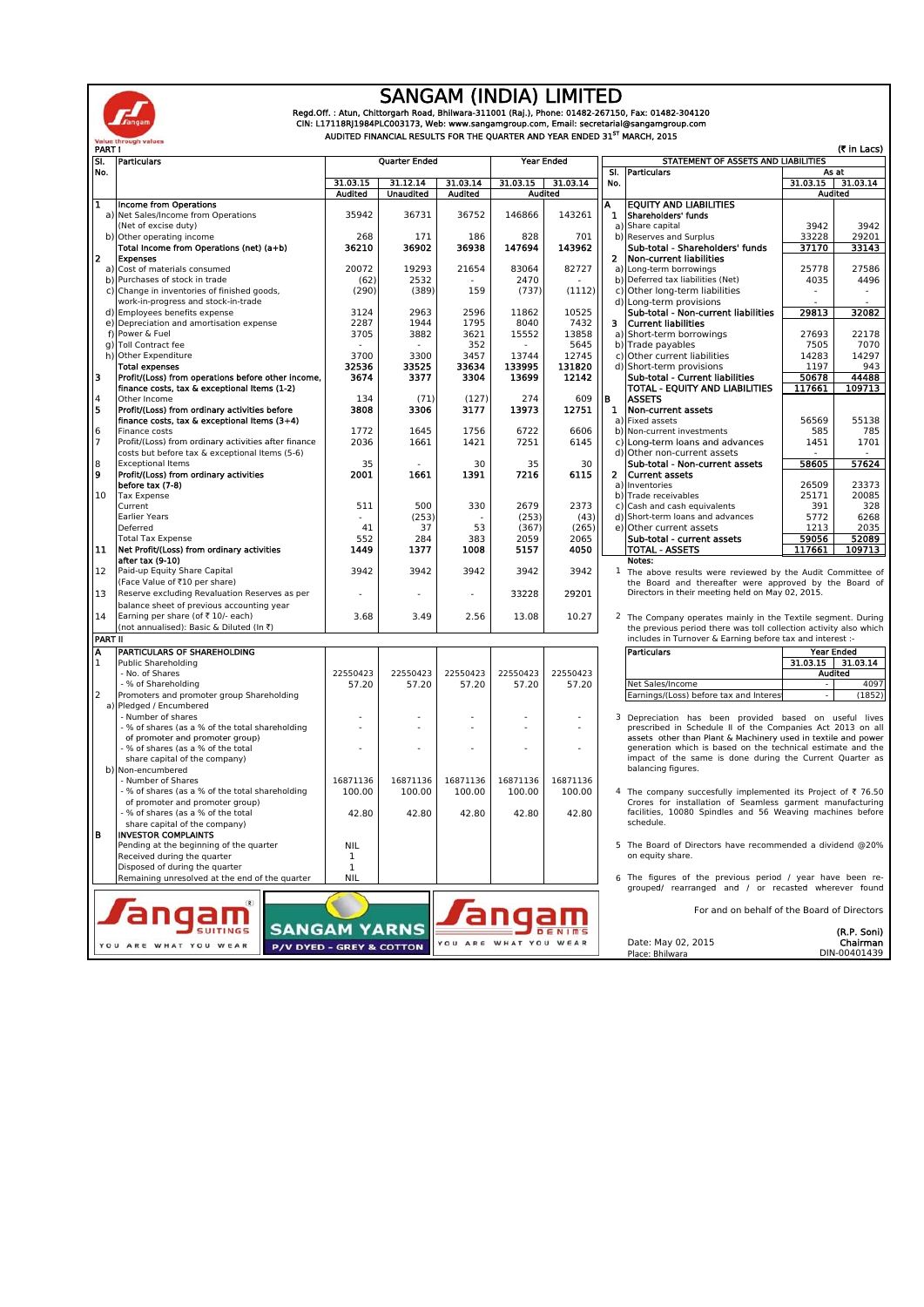# SANGAM (INDIA) LIMITED

Regd.Off. : Atun, Chittorgarh Road, Bhilwara-311001 (Raj.), Phone: 01482-267150, Fax: 01482-304120
CIN: L17118RJ1984PLC003173, Web: www.sangamgroup.com, Email: secretarial@sangamgroup.com

AUDITED FINANCIAL RESULTS FOR THE QUARTER AND YEAR ENDED 31ST MARCH, 2015

Value through values

PART I (₹ in Lacs)

| Sl. No. | Particulars | Quarter Ended | | | Year Ended | |
|---|---|---|---|---|---|---|
| | | 31.03.15 | 31.12.14 | 31.03.14 | 31.03.15 | 31.03.14 |
| | | Audited | Unaudited | Audited | Audited | |
| **1** | **Income from Operations** | | | | | |
| a) | Net Sales/Income from Operations (Net of excise duty) | 35942 | 36731 | 36752 | 146866 | 143261 |
| b) | Other operating income | 268 | 171 | 186 | 828 | 701 |
| | **Total Income from Operations (net) (a+b)** | **36210** | **36902** | **36938** | **147694** | **143962** |
| **2** | **Expenses** | | | | | |
| a) | Cost of materials consumed | 20072 | 19293 | 21654 | 83064 | 82727 |
| b) | Purchases of stock in trade | (62) | 2532 | - | 2470 | - |
| c) | Change in inventories of finished goods, work-in-progress and stock-in-trade | (290) | (389) | 159 | (737) | (1112) |
| d) | Employees benefits expense | 3124 | 2963 | 2596 | 11862 | 10525 |
| e) | Depreciation and amortisation expense | 2287 | 1944 | 1795 | 8040 | 7432 |
| f) | Power & Fuel | 3705 | 3882 | 3621 | 15552 | 13858 |
| g) | Toll Contract fee | - | - | 352 | - | 5645 |
| h) | Other Expenditure | 3700 | 3300 | 3457 | 13744 | 12745 |
| | **Total expenses** | **32536** | **33525** | **33634** | **133995** | **131820** |
| **3** | **Profit/(Loss) from operations before other Income, finance costs, tax & exceptional Items (1-2)** | **3674** | **3377** | **3304** | **13699** | **12142** |
| 4 | Other Income | 134 | (71) | (127) | 274 | 609 |
| **5** | **Profit/(Loss) from ordinary activities before finance costs, tax & exceptional Items (3+4)** | **3808** | **3306** | **3177** | **13973** | **12751** |
| 6 | Finance costs | 1772 | 1645 | 1756 | 6722 | 6606 |
| 7 | Profit/(Loss) from ordinary activities after finance costs but before tax & exceptional Items (5-6) | 2036 | 1661 | 1421 | 7251 | 6145 |
| 8 | Exceptional Items | 35 | - | 30 | 35 | 30 |
| **9** | **Profit/(Loss) from ordinary activities before tax (7-8)** | **2001** | **1661** | **1391** | **7216** | **6115** |
| 10 | Tax Expense | | | | | |
| | Current | 511 | 500 | 330 | 2679 | 2373 |
| | Earlier Years | - | (253) | - | (253) | (43) |
| | Deferred | 41 | 37 | 53 | (367) | (265) |
| | Total Tax Expense | 552 | 284 | 383 | 2059 | 2065 |
| **11** | **Net Profit/(Loss) from ordinary activities after tax (9-10)** | **1449** | **1377** | **1008** | **5157** | **4050** |
| 12 | Paid-up Equity Share Capital (Face Value of ₹10 per share) | 3942 | 3942 | 3942 | 3942 | 3942 |
| 13 | Reserve excluding Revaluation Reserves as per balance sheet of previous accounting year | - | - | - | 33228 | 29201 |
| 14 | Earning per share (of ₹ 10/- each) (not annualised): Basic & Diluted (In ₹) | 3.68 | 3.49 | 2.56 | 13.08 | 10.27 |

PART II

| Sl. No. | Particulars | 31.03.15 | 31.12.14 | 31.03.14 | 31.03.15 | 31.03.14 |
|---|---|---|---|---|---|---|
| **A** | **PARTICULARS OF SHAREHOLDING** | | | | | |
| 1 | Public Shareholding | | | | | |
| | - No. of Shares | 22550423 | 22550423 | 22550423 | 22550423 | 22550423 |
| | - % of Shareholding | 57.20 | 57.20 | 57.20 | 57.20 | 57.20 |
| 2 | Promoters and promoter group Shareholding | | | | | |
| a) | Pledged / Encumbered | | | | | |
| | - Number of shares | - | - | - | - | - |
| | - % of shares (as a % of the total shareholding of promoter and promoter group) | - | - | - | - | - |
| | - % of shares (as a % of the total share capital of the company) | - | - | - | - | - |
| b) | Non-encumbered | | | | | |
| | - Number of Shares | 16871136 | 16871136 | 16871136 | 16871136 | 16871136 |
| | - % of shares (as a % of the total shareholding of promoter and promoter group) | 100.00 | 100.00 | 100.00 | 100.00 | 100.00 |
| | - % of shares (as a % of the total share capital of the company) | 42.80 | 42.80 | 42.80 | 42.80 | 42.80 |
| **B** | **INVESTOR COMPLAINTS** | | | | | |
| | Pending at the beginning of the quarter | NIL | | | | |
| | Received during the quarter | 1 | | | | |
| | Disposed of during the quarter | 1 | | | | |
| | Remaining unresolved at the end of the quarter | NIL | | | | |

Sangam SUITINGS — YOU ARE WHAT YOU WEAR | SANGAM YARNS — P/V DYED - GREY & COTTON | Sangam DENIMS — YOU ARE WHAT YOU WEAR

**STATEMENT OF ASSETS AND LIABILITIES**

| Sl. No. | Particulars | As at 31.03.15 | As at 31.03.14 |
|---|---|---|---|
| | | Audited | |
| **A** | **EQUITY AND LIABILITIES** | | |
| **1** | **Shareholders' funds** | | |
| a) | Share capital | 3942 | 3942 |
| b) | Reserves and Surplus | 33228 | 29201 |
| | **Sub-total - Shareholders' funds** | **37170** | **33143** |
| **2** | **Non-current liabilities** | | |
| a) | Long-term borrowings | 25778 | 27586 |
| b) | Deferred tax liabilities (Net) | 4035 | 4496 |
| c) | Other long-term liabilities | - | - |
| d) | Long-term provisions | - | - |
| | **Sub-total - Non-current liabilities** | **29813** | **32082** |
| **3** | **Current liabilities** | | |
| a) | Short-term borrowings | 27693 | 22178 |
| b) | Trade payables | 7505 | 7070 |
| c) | Other current liabilities | 14283 | 14297 |
| d) | Short-term provisions | 1197 | 943 |
| | **Sub-total - Current liabilities** | **50678** | **44488** |
| | **TOTAL - EQUITY AND LIABILITIES** | **117661** | **109713** |
| **B** | **ASSETS** | | |
| **1** | **Non-current assets** | | |
| a) | Fixed assets | 56569 | 55138 |
| b) | Non-current investments | 585 | 785 |
| c) | Long-term loans and advances | 1451 | 1701 |
| d) | Other non-current assets | - | - |
| | **Sub-total - Non-current assets** | **58605** | **57624** |
| **2** | **Current assets** | | |
| a) | Inventories | 26509 | 23373 |
| b) | Trade receivables | 25171 | 20085 |
| c) | Cash and cash equivalents | 391 | 328 |
| d) | Short-term loans and advances | 5772 | 6268 |
| e) | Other current assets | 1213 | 2035 |
| | **Sub-total - current assets** | **59056** | **52089** |
| | **TOTAL - ASSETS** | **117661** | **109713** |

**Notes:**

1. The above results were reviewed by the Audit Committee of the Board and thereafter were approved by the Board of Directors in their meeting held on May 02, 2015.

2. The Company operates mainly in the Textile segment. During the previous period there was toll collection activity also which includes in Turnover & Earning before tax and interest :-

| Particulars | Year Ended 31.03.15 | Year Ended 31.03.14 |
|---|---|---|
| | Audited | |
| Net Sales/Income | - | 4097 |
| Earnings/(Loss) before tax and Interest | - | (1852) |

3. Depreciation has been provided based on useful lives prescribed in Schedule II of the Companies Act 2013 on all assets other than Plant & Machinery used in textile and power generation which is based on the technical estimate and the impact of the same is done during the Current Quarter as balancing figures.

4. The company succesfully implemented its Project of ₹ 76.50 Crores for installation of Seamless garment manufacturing facilities, 10080 Spindles and 56 Weaving machines before schedule.

5. The Board of Directors have recommended a dividend @20% on equity share.

6. The figures of the previous period / year have been re-grouped/ rearranged and / or recasted wherever found

For and on behalf of the Board of Directors

Date: May 02, 2015
Place: Bhilwara

(R.P. Soni)
Chairman
DIN-00401439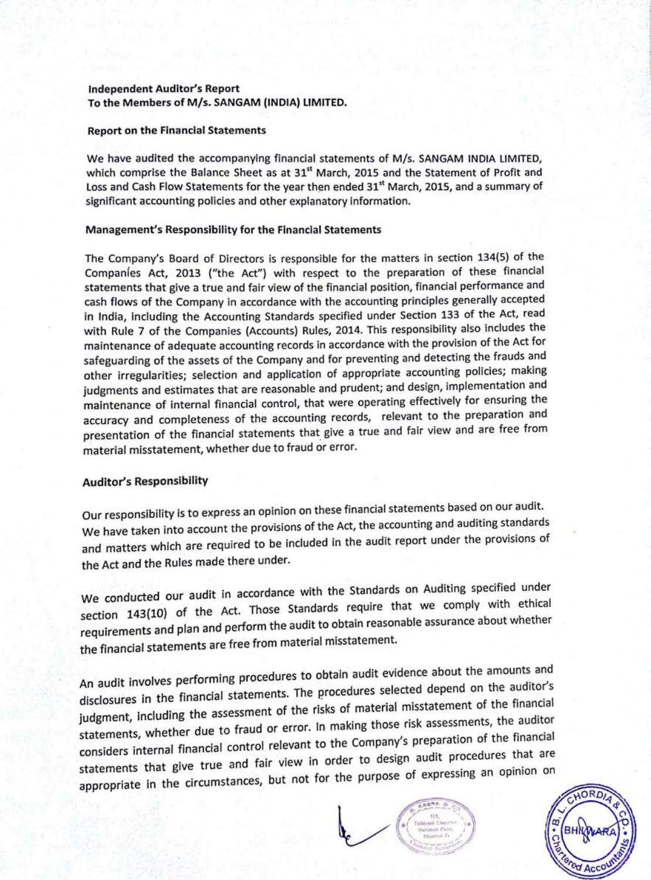**Independent Auditor's Report**
**To the Members of M/s. SANGAM (INDIA) LIMITED.**

**Report on the Financial Statements**

We have audited the accompanying financial statements of M/s. SANGAM INDIA LIMITED, which comprise the Balance Sheet as at 31st March, 2015 and the Statement of Profit and Loss and Cash Flow Statements for the year then ended 31st March, 2015, and a summary of significant accounting policies and other explanatory information.

**Management's Responsibility for the Financial Statements**

The Company's Board of Directors is responsible for the matters in section 134(5) of the Companies Act, 2013 ("the Act") with respect to the preparation of these financial statements that give a true and fair view of the financial position, financial performance and cash flows of the Company in accordance with the accounting principles generally accepted in India, including the Accounting Standards specified under Section 133 of the Act, read with Rule 7 of the Companies (Accounts) Rules, 2014. This responsibility also includes the maintenance of adequate accounting records in accordance with the provision of the Act for safeguarding of the assets of the Company and for preventing and detecting the frauds and other irregularities; selection and application of appropriate accounting policies; making judgments and estimates that are reasonable and prudent; and design, implementation and maintenance of internal financial control, that were operating effectively for ensuring the accuracy and completeness of the accounting records, relevant to the preparation and presentation of the financial statements that give a true and fair view and are free from material misstatement, whether due to fraud or error.

**Auditor's Responsibility**

Our responsibility is to express an opinion on these financial statements based on our audit. We have taken into account the provisions of the Act, the accounting and auditing standards and matters which are required to be included in the audit report under the provisions of the Act and the Rules made there under.

We conducted our audit in accordance with the Standards on Auditing specified under section 143(10) of the Act. Those Standards require that we comply with ethical requirements and plan and perform the audit to obtain reasonable assurance about whether the financial statements are free from material misstatement.

An audit involves performing procedures to obtain audit evidence about the amounts and disclosures in the financial statements. The procedures selected depend on the auditor's judgment, including the assessment of the risks of material misstatement of the financial statements, whether due to fraud or error. In making those risk assessments, the auditor considers internal financial control relevant to the Company's preparation of the financial statements that give true and fair view in order to design audit procedures that are appropriate in the circumstances, but not for the purpose of expressing an opinion on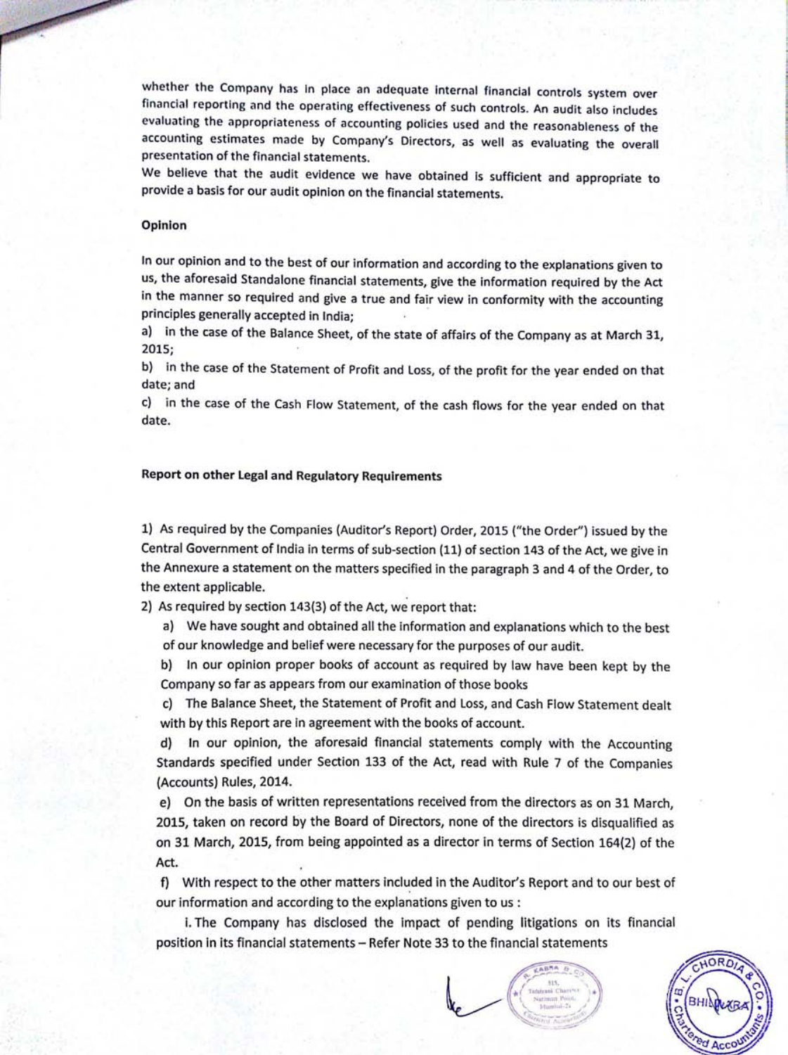whether the Company has in place an adequate internal financial controls system over financial reporting and the operating effectiveness of such controls. An audit also includes evaluating the appropriateness of accounting policies used and the reasonableness of the accounting estimates made by Company's Directors, as well as evaluating the overall presentation of the financial statements.

We believe that the audit evidence we have obtained is sufficient and appropriate to provide a basis for our audit opinion on the financial statements.

**Opinion**

In our opinion and to the best of our information and according to the explanations given to us, the aforesaid Standalone financial statements, give the information required by the Act in the manner so required and give a true and fair view in conformity with the accounting principles generally accepted in India;

a) in the case of the Balance Sheet, of the state of affairs of the Company as at March 31, 2015;

b) in the case of the Statement of Profit and Loss, of the profit for the year ended on that date; and

c) in the case of the Cash Flow Statement, of the cash flows for the year ended on that date.

**Report on other Legal and Regulatory Requirements**

1) As required by the Companies (Auditor's Report) Order, 2015 ("the Order") issued by the Central Government of India in terms of sub-section (11) of section 143 of the Act, we give in the Annexure a statement on the matters specified in the paragraph 3 and 4 of the Order, to the extent applicable.

2) As required by section 143(3) of the Act, we report that:

a) We have sought and obtained all the information and explanations which to the best of our knowledge and belief were necessary for the purposes of our audit.

b) In our opinion proper books of account as required by law have been kept by the Company so far as appears from our examination of those books

c) The Balance Sheet, the Statement of Profit and Loss, and Cash Flow Statement dealt with by this Report are in agreement with the books of account.

d) In our opinion, the aforesaid financial statements comply with the Accounting Standards specified under Section 133 of the Act, read with Rule 7 of the Companies (Accounts) Rules, 2014.

e) On the basis of written representations received from the directors as on 31 March, 2015, taken on record by the Board of Directors, none of the directors is disqualified as on 31 March, 2015, from being appointed as a director in terms of Section 164(2) of the Act.

f) With respect to the other matters included in the Auditor's Report and to our best of our information and according to the explanations given to us :

i. The Company has disclosed the impact of pending litigations on its financial position in its financial statements – Refer Note 33 to the financial statements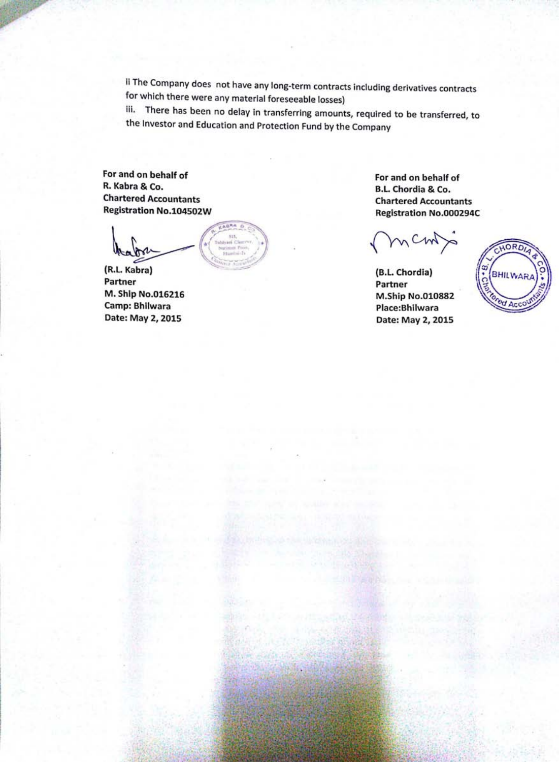ii The Company does not have any long-term contracts including derivatives contracts for which there were any material foreseeable losses)

iii. There has been no delay in transferring amounts, required to be transferred, to the Investor and Education and Protection Fund by the Company

**For and on behalf of**
**R. Kabra & Co.**
**Chartered Accountants**
**Registration No.104502W**

**(R.L. Kabra)**
**Partner**
**M. Ship No.016216**
**Camp: Bhilwara**
**Date: May 2, 2015**

**For and on behalf of**
**B.L. Chordia & Co.**
**Chartered Accountants**
**Registration No.000294C**

**(B.L. Chordia)**
**Partner**
**M.Ship No.010882**
**Place:Bhilwara**
**Date: May 2, 2015**